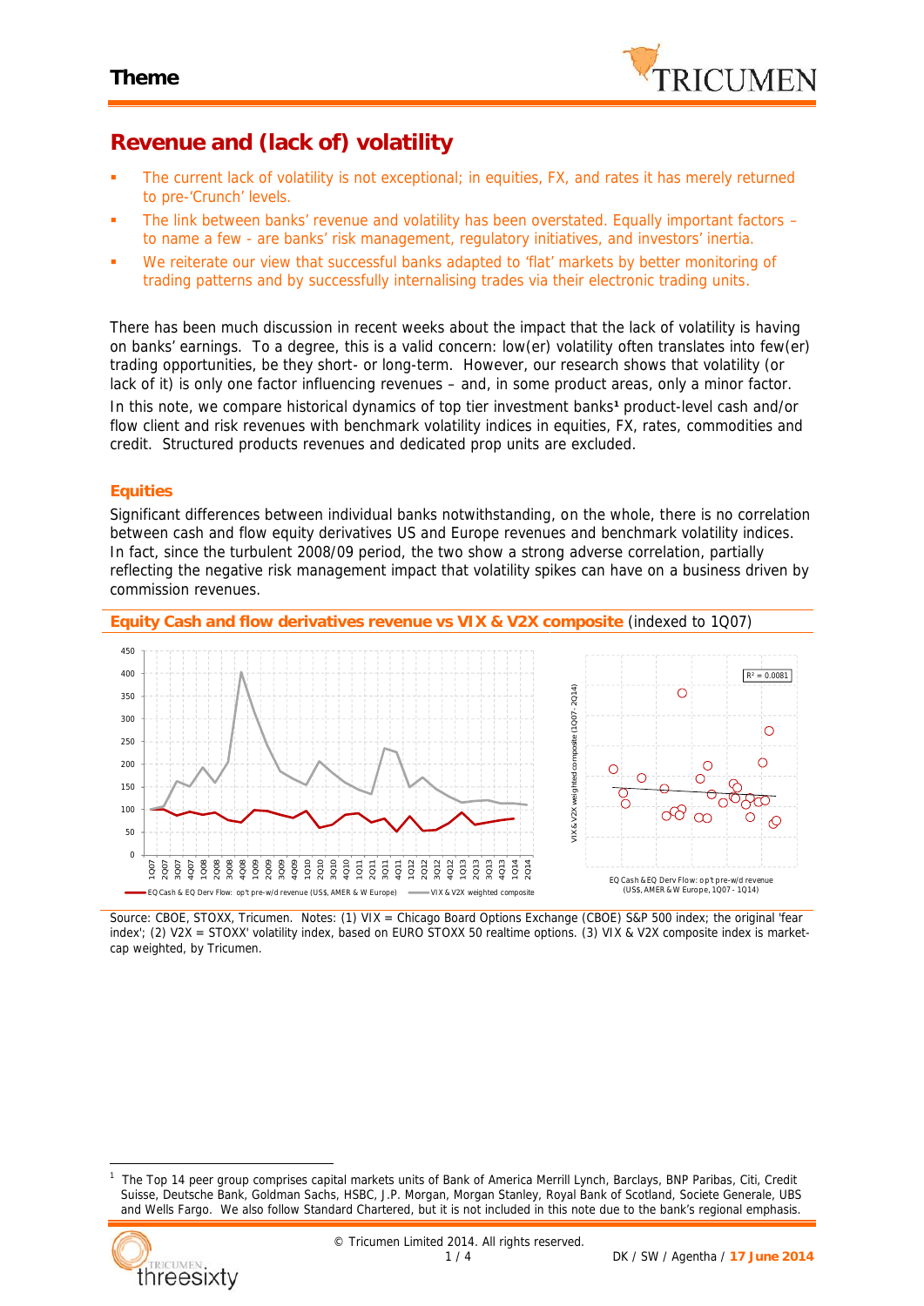# Theme

## Revenue and (lack of) volatility

- The current lack of volatility is not exceptional; in equities, FX, and rates it has merely returned to pre-'Crunch' levels.
- The link between banks' revenue and volatility has been overstated. Equally important factors – to name a few - are banks' risk management, regulatory initiatives, and investors' inertia.
- We reiterate our view that successful banks adapted to 'flat' markets by better monitoring of trading patterns and by successfully internalising trades via their electronic trading units.

There has been much discussion in recent weeks about the impact that the lack of volatility is having on banks' earnings. To a degree, this is a valid concern: low(er) volatility often translates into few(er) trading opportunities, be they short- or long-term. However, our research shows that volatility (or lack of it) is only one factor influencing revenues – and, in some product areas, only a minor factor.

In this note, we compare historical dynamics of top tier investment banks[1] product-level cash and/or flow client and risk revenues with benchmark volatility indices in equities, FX, rates, commodities and credit. Structured products revenues and dedicated prop units are excluded.

### Equities

Significant differences between individual banks notwithstanding, on the whole, there is no correlation between cash and flow equity derivatives US and Europe revenues and benchmark volatility indices. In fact, since the turbulent 2008/09 period, the two show a strong adverse correlation, partially reflecting the negative risk management impact that volatility spikes can have on a business driven by commission revenues.

**Equity Cash and flow derivatives revenue vs VIX & V2X composite** (indexed to 1Q07)

Source: CBOE, STOXX, Tricumen. Notes: (1) VIX = Chicago Board Options Exchange (CBOE) S&P 500 index; the original 'fear index'; (2) V2X = STOXX' volatility index, based on EURO STOXX 50 realtime options. (3) VIX & V2X composite index is market-cap weighted, by Tricumen.

[1] The Top 14 peer group comprises capital markets units of Bank of America Merrill Lynch, Barclays, BNP Paribas, Citi, Credit Suisse, Deutsche Bank, Goldman Sachs, HSBC, J.P. Morgan, Morgan Stanley, Royal Bank of Scotland, Societe Generale, UBS and Wells Fargo. We also follow Standard Chartered, but it is not included in this note due to the bank's regional emphasis.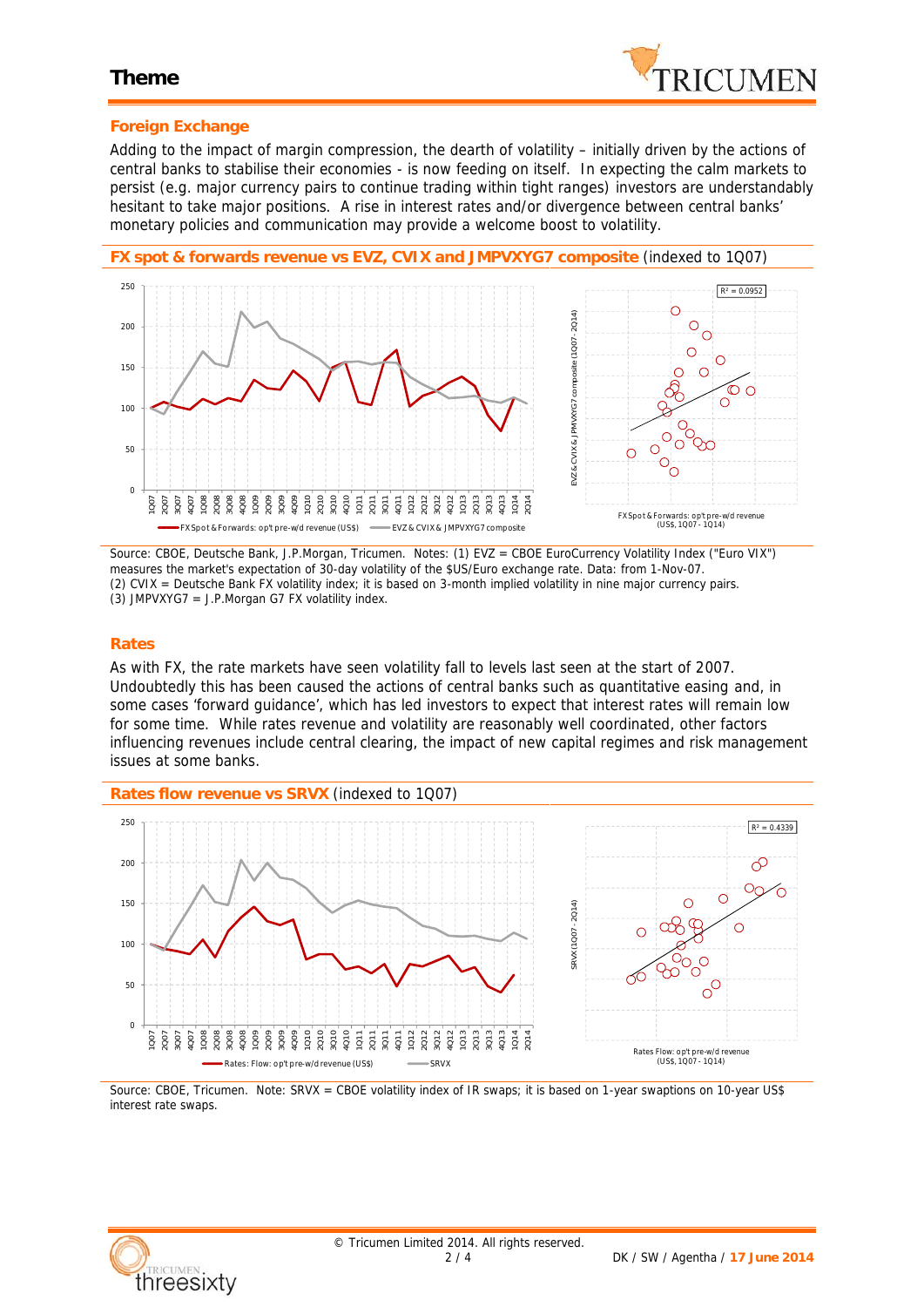## Theme

### Foreign Exchange

Adding to the impact of margin compression, the dearth of volatility – initially driven by the actions of central banks to stabilise their economies - is now feeding on itself. In expecting the calm markets to persist (e.g. major currency pairs to continue trading within tight ranges) investors are understandably hesitant to take major positions. A rise in interest rates and/or divergence between central banks' monetary policies and communication may provide a welcome boost to volatility.

**FX spot & forwards revenue vs EVZ, CVIX and JMPVXYG7 composite** (indexed to 1Q07)

Source: CBOE, Deutsche Bank, J.P.Morgan, Tricumen. Notes: (1) EVZ = CBOE EuroCurrency Volatility Index ("Euro VIX") measures the market's expectation of 30-day volatility of the $US/Euro exchange rate. Data: from 1-Nov-07.
(2) CVIX = Deutsche Bank FX volatility index; it is based on 3-month implied volatility in nine major currency pairs.
(3) JMPVXYG7 = J.P.Morgan G7 FX volatility index.

### Rates

As with FX, the rate markets have seen volatility fall to levels last seen at the start of 2007. Undoubtedly this has been caused the actions of central banks such as quantitative easing and, in some cases 'forward guidance', which has led investors to expect that interest rates will remain low for some time. While rates revenue and volatility are reasonably well coordinated, other factors influencing revenues include central clearing, the impact of new capital regimes and risk management issues at some banks.

**Rates flow revenue vs SRVX** (indexed to 1Q07)

Source: CBOE, Tricumen. Note: SRVX = CBOE volatility index of IR swaps; it is based on 1-year swaptions on 10-year US$ interest rate swaps.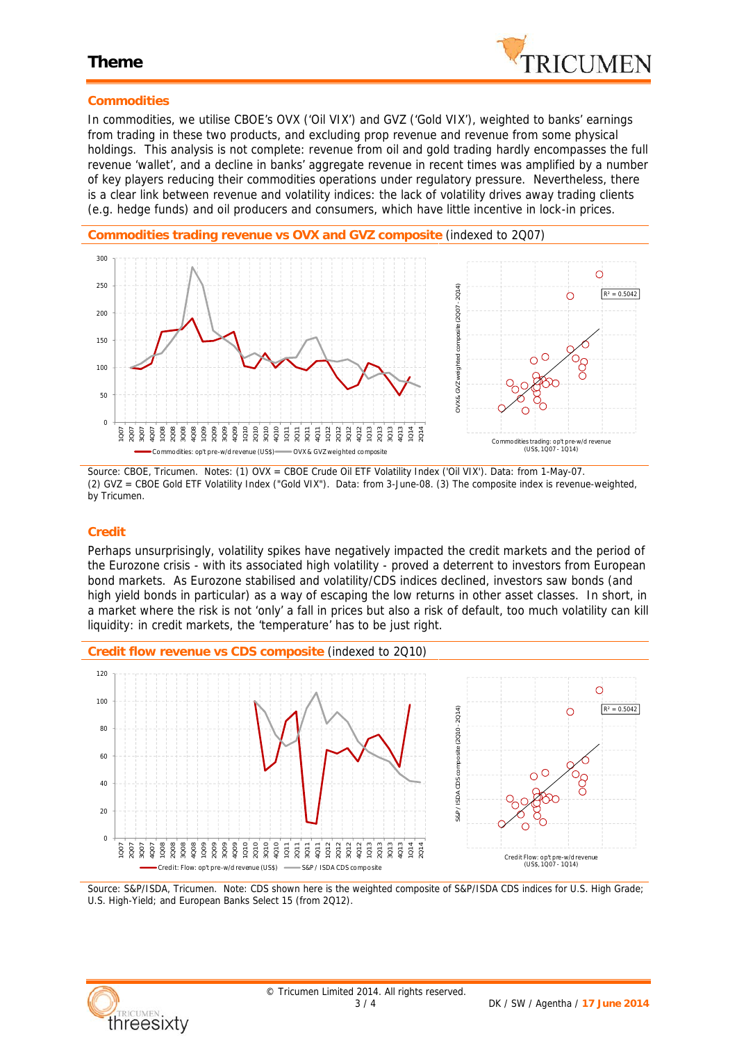## Commodities

In commodities, we utilise CBOE's OVX ('Oil VIX') and GVZ ('Gold VIX'), weighted to banks' earnings from trading in these two products, and excluding prop revenue and revenue from some physical holdings. This analysis is not complete: revenue from oil and gold trading hardly encompasses the full revenue 'wallet', and a decline in banks' aggregate revenue in recent times was amplified by a number of key players reducing their commodities operations under regulatory pressure. Nevertheless, there is a clear link between revenue and volatility indices: the lack of volatility drives away trading clients (e.g. hedge funds) and oil producers and consumers, which have little incentive in lock-in prices.

**Commodities trading revenue vs OVX and GVZ composite** (indexed to 2Q07)

Source: CBOE, Tricumen. Notes: (1) OVX = CBOE Crude Oil ETF Volatility Index ('Oil VIX'). Data: from 1-May-07. (2) GVZ = CBOE Gold ETF Volatility Index ("Gold VIX"). Data: from 3-June-08. (3) The composite index is revenue-weighted, by Tricumen.

## Credit

Perhaps unsurprisingly, volatility spikes have negatively impacted the credit markets and the period of the Eurozone crisis - with its associated high volatility - proved a deterrent to investors from European bond markets. As Eurozone stabilised and volatility/CDS indices declined, investors saw bonds (and high yield bonds in particular) as a way of escaping the low returns in other asset classes. In short, in a market where the risk is not 'only' a fall in prices but also a risk of default, too much volatility can kill liquidity: in credit markets, the 'temperature' has to be just right.

**Credit flow revenue vs CDS composite** (indexed to 2Q10)

Source: S&P/ISDA, Tricumen. Note: CDS shown here is the weighted composite of S&P/ISDA CDS indices for U.S. High Grade; U.S. High-Yield; and European Banks Select 15 (from 2Q12).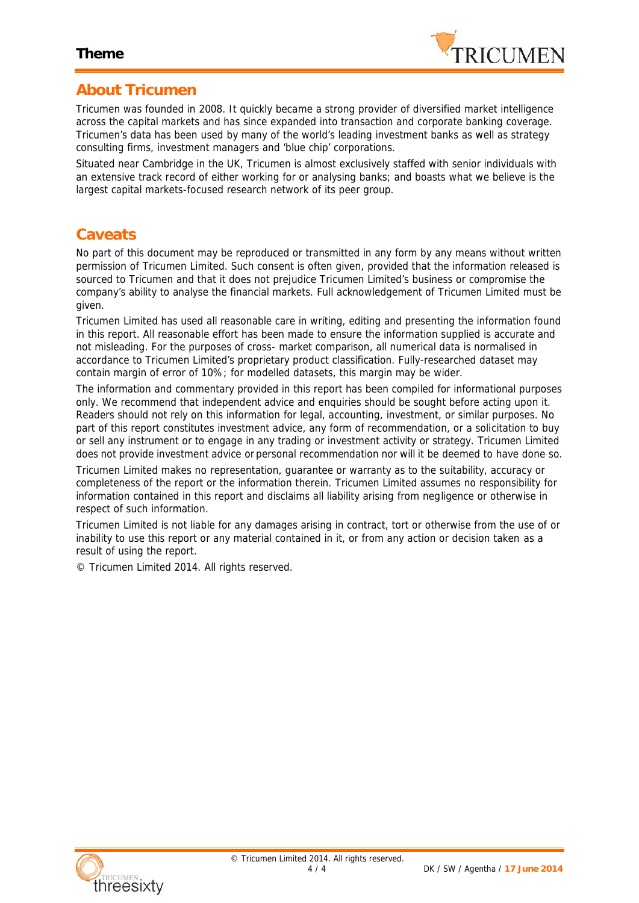## About Tricumen

Tricumen was founded in 2008. It quickly became a strong provider of diversified market intelligence across the capital markets and has since expanded into transaction and corporate banking coverage. Tricumen's data has been used by many of the world's leading investment banks as well as strategy consulting firms, investment managers and 'blue chip' corporations.

Situated near Cambridge in the UK, Tricumen is almost exclusively staffed with senior individuals with an extensive track record of either working for or analysing banks; and boasts what we believe is the largest capital markets-focused research network of its peer group.

## Caveats

No part of this document may be reproduced or transmitted in any form by any means without written permission of Tricumen Limited. Such consent is often given, provided that the information released is sourced to Tricumen and that it does not prejudice Tricumen Limited's business or compromise the company's ability to analyse the financial markets. Full acknowledgement of Tricumen Limited must be given.

Tricumen Limited has used all reasonable care in writing, editing and presenting the information found in this report. All reasonable effort has been made to ensure the information supplied is accurate and not misleading. For the purposes of cross- market comparison, all numerical data is normalised in accordance to Tricumen Limited's proprietary product classification. Fully-researched dataset may contain margin of error of 10%; for modelled datasets, this margin may be wider.

The information and commentary provided in this report has been compiled for informational purposes only. We recommend that independent advice and enquiries should be sought before acting upon it. Readers should not rely on this information for legal, accounting, investment, or similar purposes. No part of this report constitutes investment advice, any form of recommendation, or a solicitation to buy or sell any instrument or to engage in any trading or investment activity or strategy. Tricumen Limited does not provide investment advice or personal recommendation nor will it be deemed to have done so.

Tricumen Limited makes no representation, guarantee or warranty as to the suitability, accuracy or completeness of the report or the information therein. Tricumen Limited assumes no responsibility for information contained in this report and disclaims all liability arising from negligence or otherwise in respect of such information.

Tricumen Limited is not liable for any damages arising in contract, tort or otherwise from the use of or inability to use this report or any material contained in it, or from any action or decision taken as a result of using the report.

© Tricumen Limited 2014. All rights reserved.